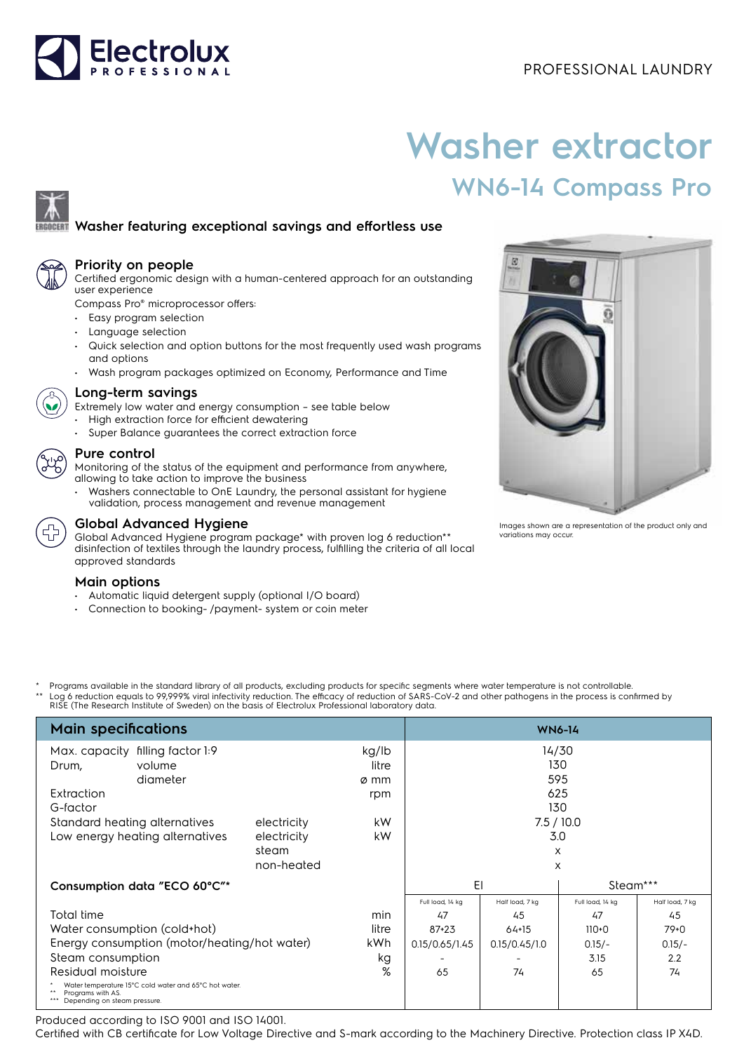PROFESSIONAL LAUNDRY

# Washer extractor

## WN6-14 Compass Pro

### Washer featuring exceptional savings and effortless use

**Priority on people**

Certified ergonomic design with a human-centered approach for an outstanding user experience

Compass Pro® microprocessor offers:

- Easy program selection
- Language selection
- Quick selection and option buttons for the most frequently used wash programs and options
- Wash program packages optimized on Economy, Performance and Time

**Long-term savings**

Extremely low water and energy consumption – see table below

- High extraction force for efficient dewatering
- Super Balance guarantees the correct extraction force

**Pure control**

Monitoring of the status of the equipment and performance from anywhere, allowing to take action to improve the business

- Washers connectable to OnE Laundry, the personal assistant for hygiene validation, process management and revenue management

**Global Advanced Hygiene**

Global Advanced Hygiene program package* with proven log 6 reduction** disinfection of textiles through the laundry process, fulfilling the criteria of all local approved standards

**Main options**

- Automatic liquid detergent supply (optional I/O board)
- Connection to booking- /payment- system or coin meter

Images shown are a representation of the product only and variations may occur.

\* Programs available in the standard library of all products, excluding products for specific segments where water temperature is not controllable.
\** Log 6 reduction equals to 99,999% viral infectivity reduction. The efficacy of reduction of SARS-CoV-2 and other pathogens in the process is confirmed by RISE (The Research Institute of Sweden) on the basis of Electrolux Professional laboratory data.

| Main specifications | | | | WN6-14 | | | |
|---|---|---|---|---|---|---|---|
| Max. capacity | filling factor 1:9 | | kg/lb | 14/30 | | | |
| Drum, | volume | | litre | 130 | | | |
| | diameter | | ø mm | 595 | | | |
| Extraction | | | rpm | 625 | | | |
| G-factor | | | | 130 | | | |
| Standard heating alternatives | | electricity | kW | 7.5 / 10.0 | | | |
| Low energy heating alternatives | | electricity | kW | 3.0 | | | |
| | | steam | | x | | | |
| | | non-heated | | x | | | |
| **Consumption data "ECO 60°C"*** | | | | El | | Steam*** | |
| | | | | Full load, 14 kg | Half load, 7 kg | Full load, 14 kg | Half load, 7 kg |
| Total time | | | min | 47 | 45 | 47 | 45 |
| Water consumption (cold+hot) | | | litre | 87+23 | 64+15 | 110+0 | 79+0 |
| Energy consumption (motor/heating/hot water) | | | kWh | 0.15/0.65/1.45 | 0.15/0.45/1.0 | 0.15/- | 0.15/- |
| Steam consumption | | | kg | - | - | 3.15 | 2.2 |
| Residual moisture | | | % | 65 | 74 | 65 | 74 |

\* Water temperature 15°C cold water and 65°C hot water.
\** Programs with AS.
\*** Depending on steam pressure.

Produced according to ISO 9001 and ISO 14001.
Certified with CB certificate for Low Voltage Directive and S-mark according to the Machinery Directive. Protection class IP X4D.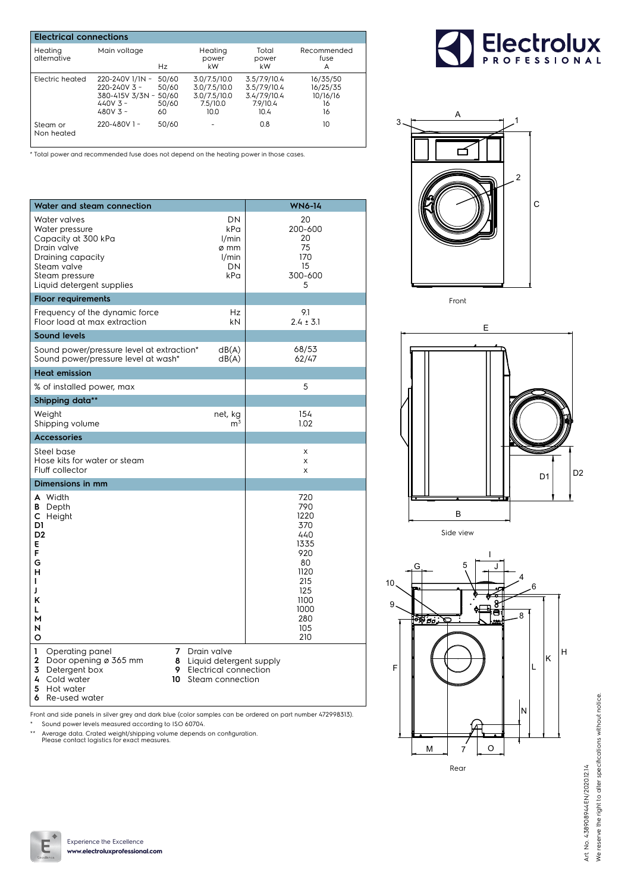## Electrical connections

| Heating alternative | Main voltage | Hz | Heating power kW | Total power kW | Recommended fuse A |
|---|---|---|---|---|---|
| Electric heated | 220-240V 1/1N ~ | 50/60 | 3.0/7.5/10.0 | 3.5/7.9/10.4 | 16/35/50 |
| | 220-240V 3 ~ | 50/60 | 3.0/7.5/10.0 | 3.5/7.9/10.4 | 16/25/35 |
| | 380-415V 3/3N ~ | 50/60 | 3.0/7.5/10.0 | 3.4/7.9/10.4 | 10/16/16 |
| | 440V 3 ~ | 50/60 | 7.5/10.0 | 7.9/10.4 | 16 |
| | 480V 3 ~ | 60 | 10.0 | 10.4 | 16 |
| Steam or Non heated | 220-480V 1 ~ | 50/60 | - | 0.8 | 10 |

* Total power and recommended fuse does not depend on the heating power in those cases.

| Water and steam connection | | WN6-14 |
|---|---|---|
| Water valves | DN | 20 |
| Water pressure | kPa | 200-600 |
| Capacity at 300 kPa | l/min | 20 |
| Drain valve | ø mm | 75 |
| Draining capacity | l/min | 170 |
| Steam valve | DN | 15 |
| Steam pressure | kPa | 300-600 |
| Liquid detergent supplies | | 5 |
| **Floor requirements** | | |
| Frequency of the dynamic force | Hz | 9.1 |
| Floor load at max extraction | kN | 2.4 ± 3.1 |
| **Sound levels** | | |
| Sound power/pressure level at extraction* | dB(A) | 68/53 |
| Sound power/pressure level at wash* | dB(A) | 62/47 |
| **Heat emission** | | |
| % of installed power, max | | 5 |
| **Shipping data**** | | |
| Weight | net, kg | 154 |
| Shipping volume | $m^3$ | 1.02 |
| **Accessories** | | |
| Steel base | | x |
| Hose kits for water or steam | | x |
| Fluff collector | | x |
| **Dimensions in mm** | | |
| A Width | | 720 |
| B Depth | | 790 |
| C Height | | 1220 |
| D1 | | 370 |
| D2 | | 440 |
| E | | 1335 |
| F | | 920 |
| G | | 80 |
| H | | 1120 |
| I | | 215 |
| J | | 125 |
| K | | 1100 |
| L | | 1000 |
| M | | 280 |
| N | | 105 |
| O | | 210 |

1 Operating panel
2 Door opening ø 365 mm
3 Detergent box
4 Cold water
5 Hot water
6 Re-used water
7 Drain valve
8 Liquid detergent supply
9 Electrical connection
10 Steam connection

Front and side panels in silver grey and dark blue (color samples can be ordered on part number 472998313).

* Sound power levels measured according to ISO 60704.

** Average data. Crated weight/shipping volume depends on configuration. Please contact logistics for exact measures.

Front

Side view

Rear

Experience the Excellence
www.electroluxprofessional.com

Art. No. 438908944EN/2020.12.14
We reserve the right to alter specifications without notice.